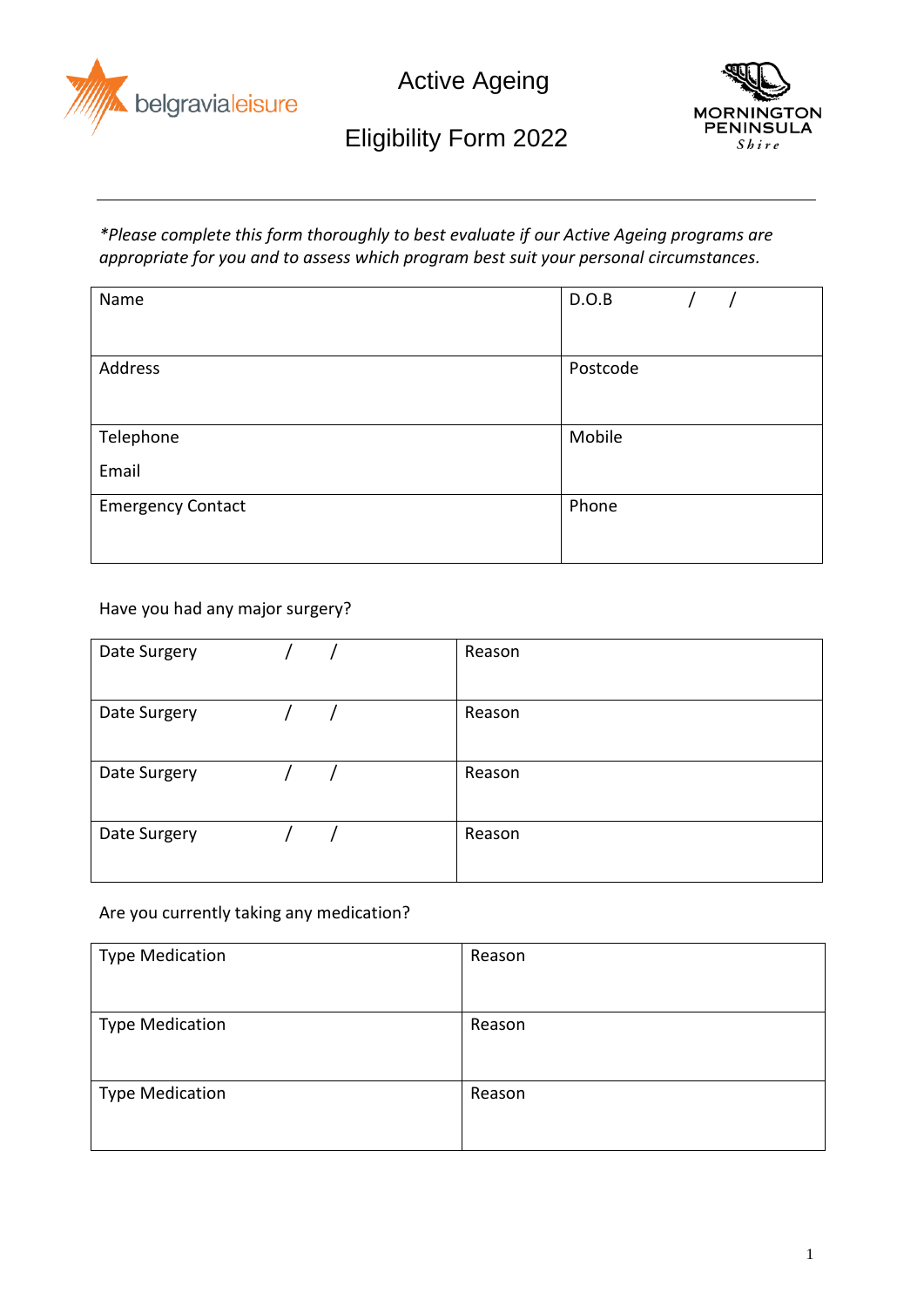belgravialeisure

# Active Ageing

# Eligibility Form 2022

MORNINGTON PENINSULA Shire

---

*\*Please complete this form thoroughly to best evaluate if our Active Ageing programs are appropriate for you and to assess which program best suit your personal circumstances.*

| Name | D.O.B / / |
|---|---|
| Address | Postcode |
| Telephone<br>Email | Mobile |
| Emergency Contact | Phone |

Have you had any major surgery?

| Date Surgery / / | Reason |
|---|---|
| Date Surgery / / | Reason |
| Date Surgery / / | Reason |
| Date Surgery / / | Reason |

Are you currently taking any medication?

| Type Medication | Reason |
|---|---|
| Type Medication | Reason |
| Type Medication | Reason |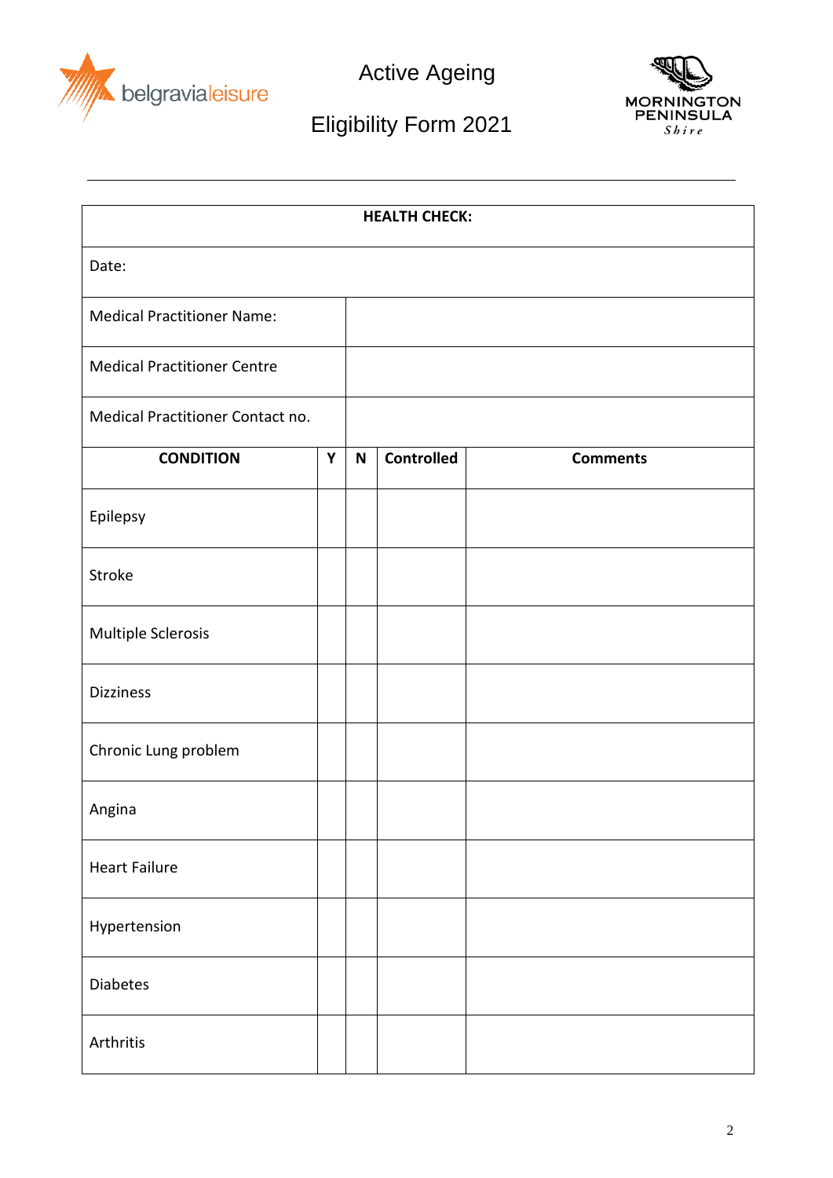Active Ageing

Eligibility Form 2021

| HEALTH CHECK: | | | | |
|---|---|---|---|---|
| Date: | | | | |
| Medical Practitioner Name: | | | | |
| Medical Practitioner Centre | | | | |
| Medical Practitioner Contact no. | | | | |
| **CONDITION** | **Y** | **N** | **Controlled** | **Comments** |
| Epilepsy | | | | |
| Stroke | | | | |
| Multiple Sclerosis | | | | |
| Dizziness | | | | |
| Chronic Lung problem | | | | |
| Angina | | | | |
| Heart Failure | | | | |
| Hypertension | | | | |
| Diabetes | | | | |
| Arthritis | | | | |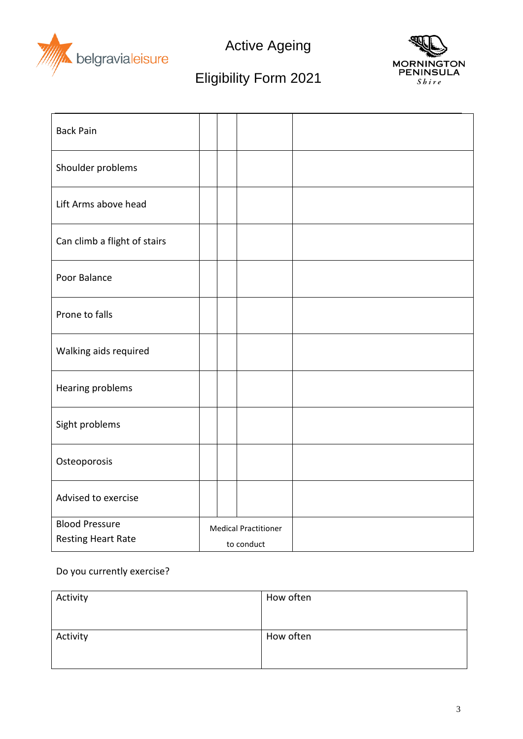# Active Ageing

## Eligibility Form 2021

| | | | | |
|---|---|---|---|---|
| Back Pain | | | | |
| Shoulder problems | | | | |
| Lift Arms above head | | | | |
| Can climb a flight of stairs | | | | |
| Poor Balance | | | | |
| Prone to falls | | | | |
| Walking aids required | | | | |
| Hearing problems | | | | |
| Sight problems | | | | |
| Osteoporosis | | | | |
| Advised to exercise | | | | |
| Blood Pressure<br>Resting Heart Rate | Medical Practitioner to conduct | | | |

Do you currently exercise?

| | |
|---|---|
| Activity | How often |
| Activity | How often |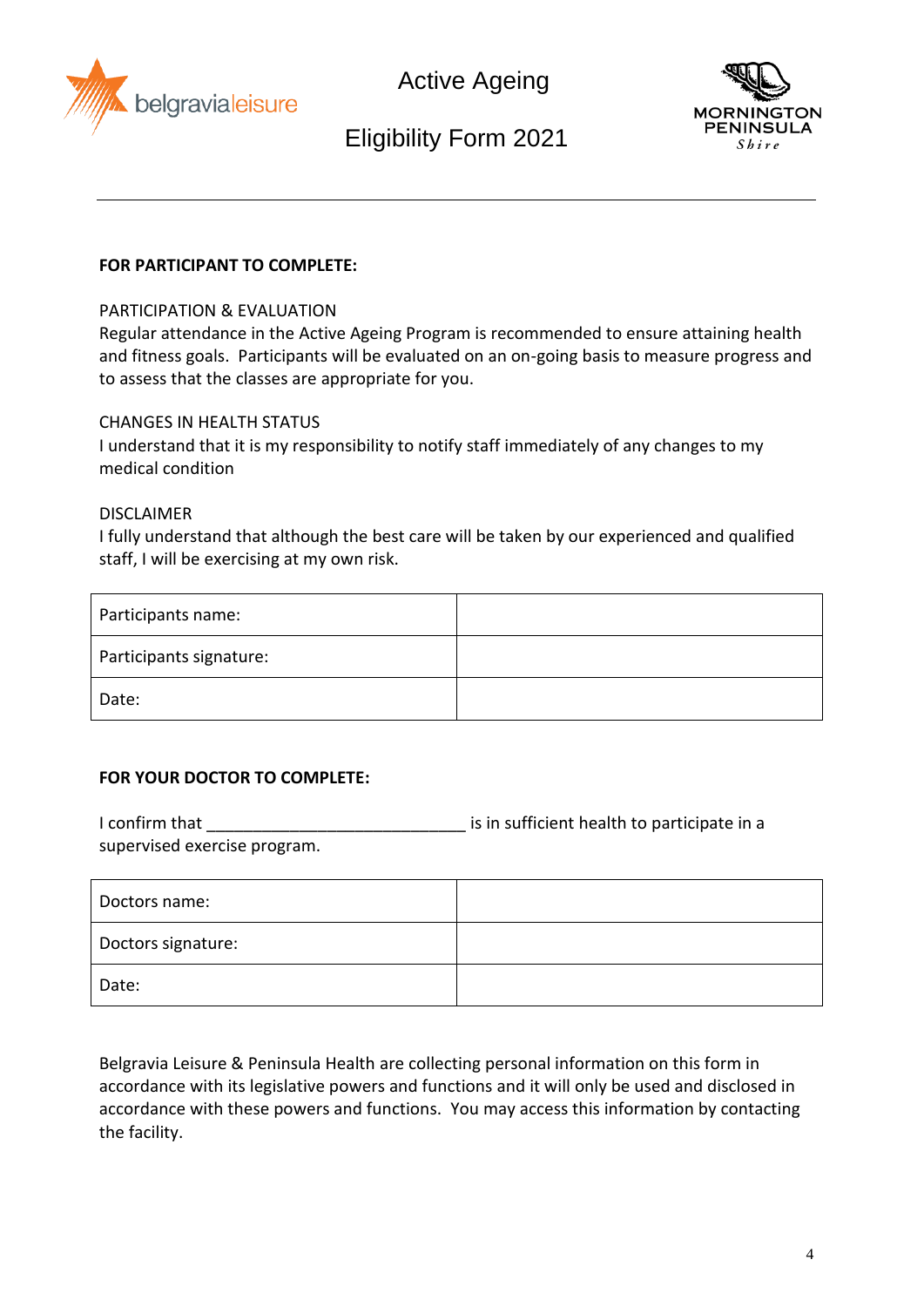# Active Ageing

## Eligibility Form 2021

---

**FOR PARTICIPANT TO COMPLETE:**

PARTICIPATION & EVALUATION
Regular attendance in the Active Ageing Program is recommended to ensure attaining health and fitness goals. Participants will be evaluated on an on-going basis to measure progress and to assess that the classes are appropriate for you.

CHANGES IN HEALTH STATUS
I understand that it is my responsibility to notify staff immediately of any changes to my medical condition

DISCLAIMER
I fully understand that although the best care will be taken by our experienced and qualified staff, I will be exercising at my own risk.

| | |
|---|---|
| Participants name: | |
| Participants signature: | |
| Date: | |

**FOR YOUR DOCTOR TO COMPLETE:**

I confirm that ____________________________ is in sufficient health to participate in a supervised exercise program.

| | |
|---|---|
| Doctors name: | |
| Doctors signature: | |
| Date: | |

Belgravia Leisure & Peninsula Health are collecting personal information on this form in accordance with its legislative powers and functions and it will only be used and disclosed in accordance with these powers and functions. You may access this information by contacting the facility.